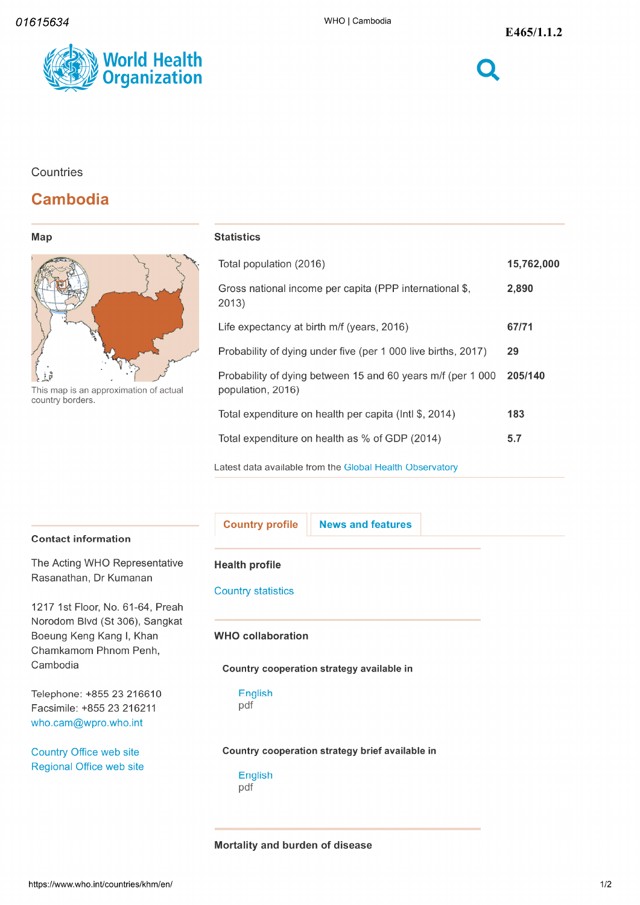01615634

E465/1.1.2

Countries

# Cambodia

## Map

This map is an approximation of actual country borders.

## Statistics

| | |
|---|---|
| Total population (2016) | **15,762,000** |
| Gross national income per capita (PPP international $, 2013) | **2,890** |
| Life expectancy at birth m/f (years, 2016) | **67/71** |
| Probability of dying under five (per 1 000 live births, 2017) | **29** |
| Probability of dying between 15 and 60 years m/f (per 1 000 population, 2016) | **205/140** |
| Total expenditure on health per capita (Intl $, 2014) | **183** |
| Total expenditure on health as % of GDP (2014) | **5.7** |

Latest data available from the Global Health Observatory

## Contact information

The Acting WHO Representative
Rasanathan, Dr Kumanan

1217 1st Floor, No. 61-64, Preah Norodom Blvd (St 306), Sangkat Boeung Keng Kang I, Khan Chamkamom Phnom Penh, Cambodia

Telephone: +855 23 216610
Facsimile: +855 23 216211
who.cam@wpro.who.int

Country Office web site
Regional Office web site

Country profile | News and features

## Health profile

Country statistics

## WHO collaboration

### Country cooperation strategy available in

English
pdf

### Country cooperation strategy brief available in

English
pdf

## Mortality and burden of disease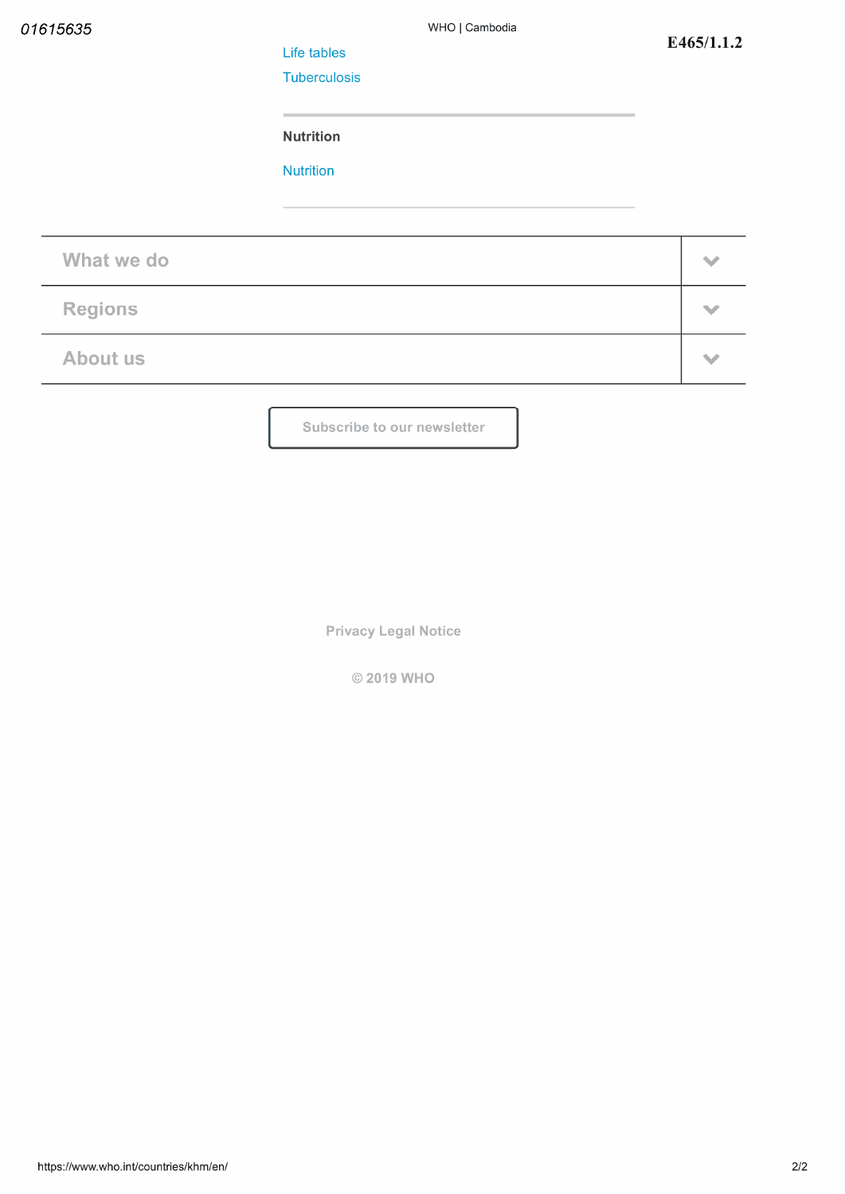01615635

E465/1.1.2

Life tables

Tuberculosis

**Nutrition**

Nutrition

What we do

Regions

About us

Subscribe to our newsletter

Privacy Legal Notice

© 2019 WHO